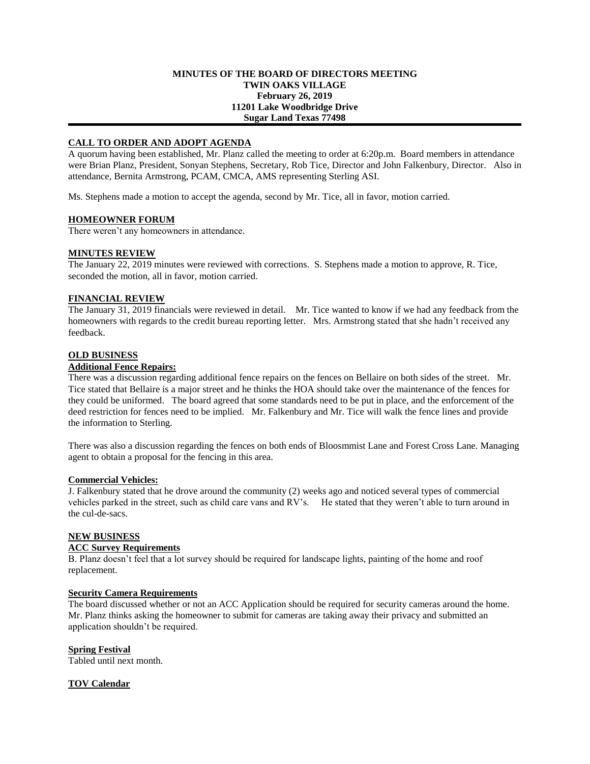**MINUTES OF THE BOARD OF DIRECTORS MEETING**
**TWIN OAKS VILLAGE**
**February 26, 2019**
**11201 Lake Woodbridge Drive**
**Sugar Land Texas 77498**

---

## CALL TO ORDER AND ADOPT AGENDA

A quorum having been established, Mr. Planz called the meeting to order at 6:20p.m. Board members in attendance were Brian Planz, President, Sonyan Stephens, Secretary, Rob Tice, Director and John Falkenbury, Director. Also in attendance, Bernita Armstrong, PCAM, CMCA, AMS representing Sterling ASI.

Ms. Stephens made a motion to accept the agenda, second by Mr. Tice, all in favor, motion carried.

## HOMEOWNER FORUM

There weren't any homeowners in attendance.

## MINUTES REVIEW

The January 22, 2019 minutes were reviewed with corrections. S. Stephens made a motion to approve, R. Tice, seconded the motion, all in favor, motion carried.

## FINANCIAL REVIEW

The January 31, 2019 financials were reviewed in detail. Mr. Tice wanted to know if we had any feedback from the homeowners with regards to the credit bureau reporting letter. Mrs. Armstrong stated that she hadn't received any feedback.

## OLD BUSINESS

### Additional Fence Repairs:

There was a discussion regarding additional fence repairs on the fences on Bellaire on both sides of the street. Mr. Tice stated that Bellaire is a major street and he thinks the HOA should take over the maintenance of the fences for they could be uniformed. The board agreed that some standards need to be put in place, and the enforcement of the deed restriction for fences need to be implied. Mr. Falkenbury and Mr. Tice will walk the fence lines and provide the information to Sterling.

There was also a discussion regarding the fences on both ends of Bloosmmist Lane and Forest Cross Lane. Managing agent to obtain a proposal for the fencing in this area.

### Commercial Vehicles:

J. Falkenbury stated that he drove around the community (2) weeks ago and noticed several types of commercial vehicles parked in the street, such as child care vans and RV's. He stated that they weren't able to turn around in the cul-de-sacs.

## NEW BUSINESS

### ACC Survey Requirements

B. Planz doesn't feel that a lot survey should be required for landscape lights, painting of the home and roof replacement.

### Security Camera Requirements

The board discussed whether or not an ACC Application should be required for security cameras around the home. Mr. Planz thinks asking the homeowner to submit for cameras are taking away their privacy and submitted an application shouldn't be required.

### Spring Festival

Tabled until next month.

### TOV Calendar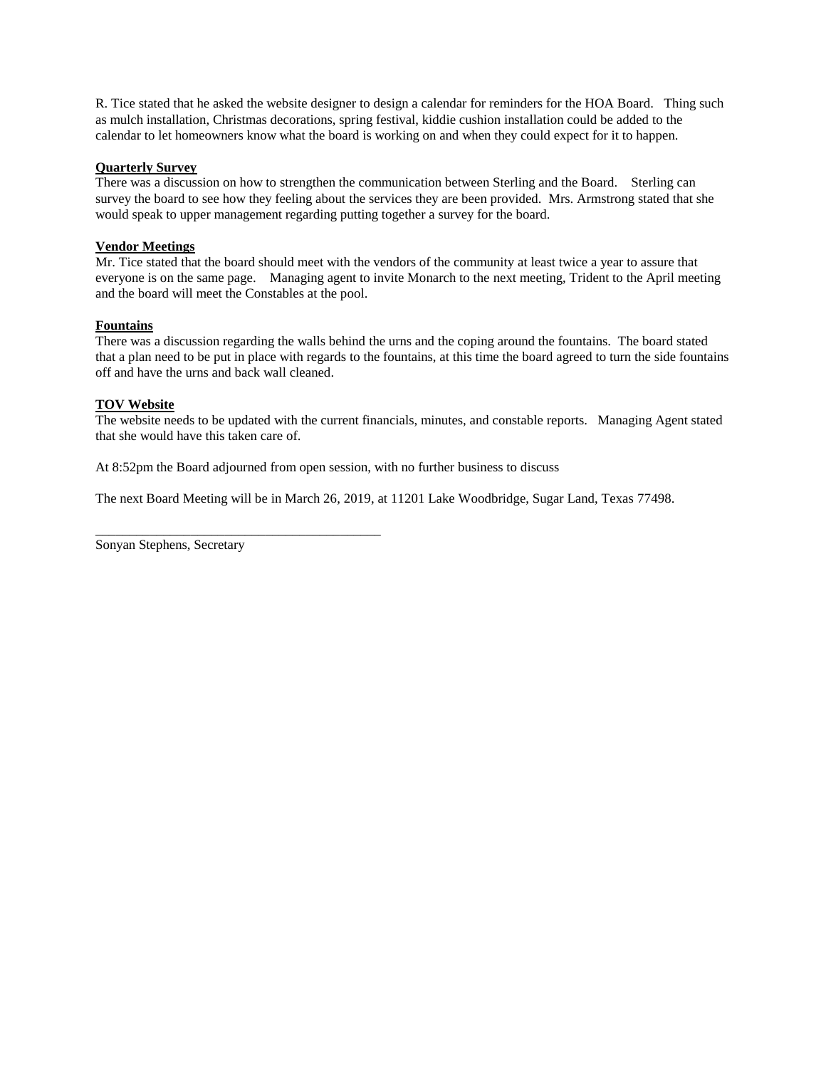R. Tice stated that he asked the website designer to design a calendar for reminders for the HOA Board. Thing such as mulch installation, Christmas decorations, spring festival, kiddie cushion installation could be added to the calendar to let homeowners know what the board is working on and when they could expect for it to happen.

**Quarterly Survey**
There was a discussion on how to strengthen the communication between Sterling and the Board. Sterling can survey the board to see how they feeling about the services they are been provided. Mrs. Armstrong stated that she would speak to upper management regarding putting together a survey for the board.

**Vendor Meetings**
Mr. Tice stated that the board should meet with the vendors of the community at least twice a year to assure that everyone is on the same page. Managing agent to invite Monarch to the next meeting, Trident to the April meeting and the board will meet the Constables at the pool.

**Fountains**
There was a discussion regarding the walls behind the urns and the coping around the fountains. The board stated that a plan need to be put in place with regards to the fountains, at this time the board agreed to turn the side fountains off and have the urns and back wall cleaned.

**TOV Website**
The website needs to be updated with the current financials, minutes, and constable reports. Managing Agent stated that she would have this taken care of.

At 8:52pm the Board adjourned from open session, with no further business to discuss

The next Board Meeting will be in March 26, 2019, at 11201 Lake Woodbridge, Sugar Land, Texas 77498.

_____________________________________________
Sonyan Stephens, Secretary